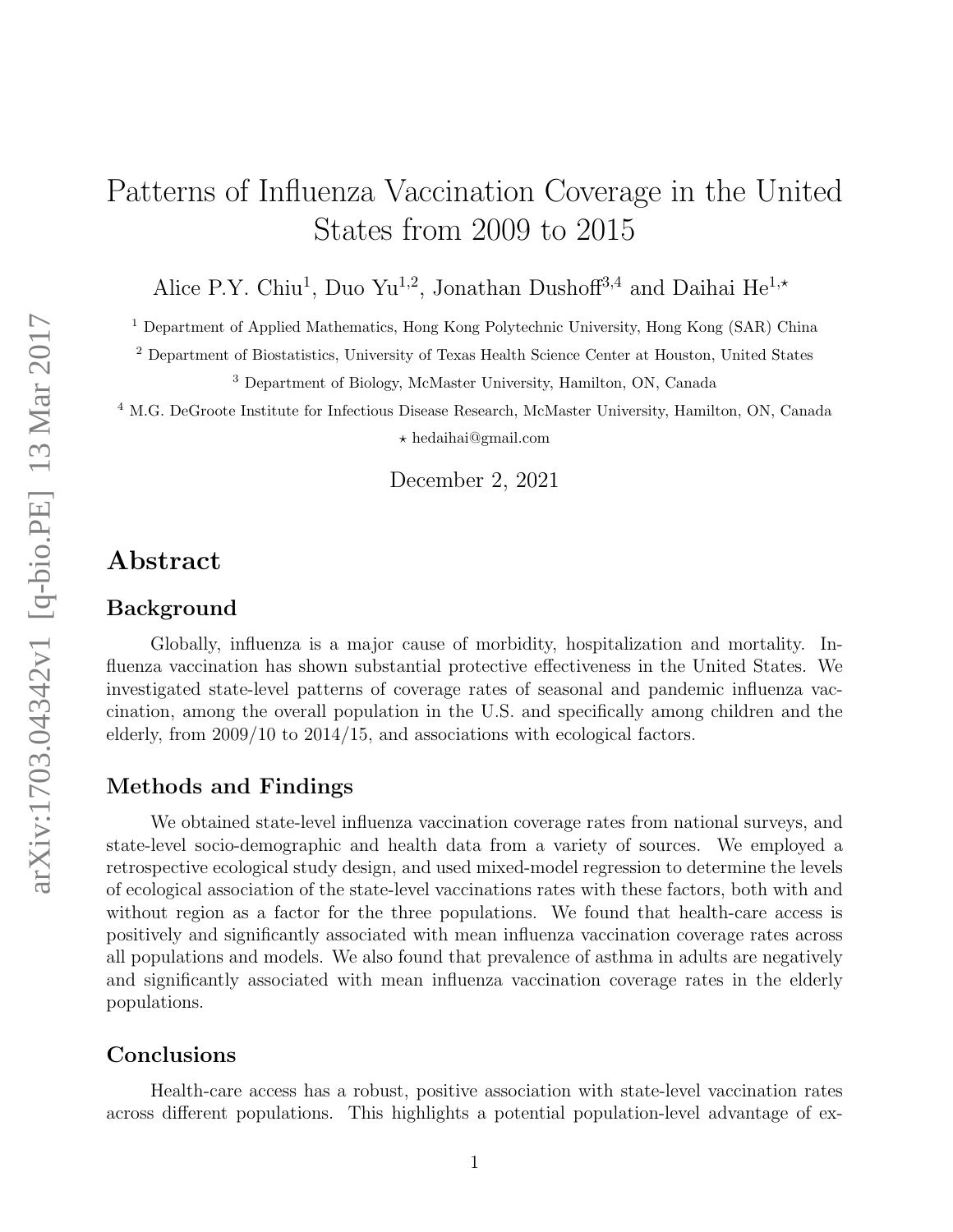# Patterns of Influenza Vaccination Coverage in the United States from 2009 to 2015

Alice P.Y. Chiu[1], Duo Yu[1,2], Jonathan Dushoff[3,4] and Daihai He[1,⋆]

[1] Department of Applied Mathematics, Hong Kong Polytechnic University, Hong Kong (SAR) China

[2] Department of Biostatistics, University of Texas Health Science Center at Houston, United States

[3] Department of Biology, McMaster University, Hamilton, ON, Canada

[4] M.G. DeGroote Institute for Infectious Disease Research, McMaster University, Hamilton, ON, Canada

⋆ hedaihai@gmail.com

December 2, 2021

## Abstract

### Background

Globally, influenza is a major cause of morbidity, hospitalization and mortality. Influenza vaccination has shown substantial protective effectiveness in the United States. We investigated state-level patterns of coverage rates of seasonal and pandemic influenza vaccination, among the overall population in the U.S. and specifically among children and the elderly, from 2009/10 to 2014/15, and associations with ecological factors.

### Methods and Findings

We obtained state-level influenza vaccination coverage rates from national surveys, and state-level socio-demographic and health data from a variety of sources. We employed a retrospective ecological study design, and used mixed-model regression to determine the levels of ecological association of the state-level vaccinations rates with these factors, both with and without region as a factor for the three populations. We found that health-care access is positively and significantly associated with mean influenza vaccination coverage rates across all populations and models. We also found that prevalence of asthma in adults are negatively and significantly associated with mean influenza vaccination coverage rates in the elderly populations.

### Conclusions

Health-care access has a robust, positive association with state-level vaccination rates across different populations. This highlights a potential population-level advantage of ex-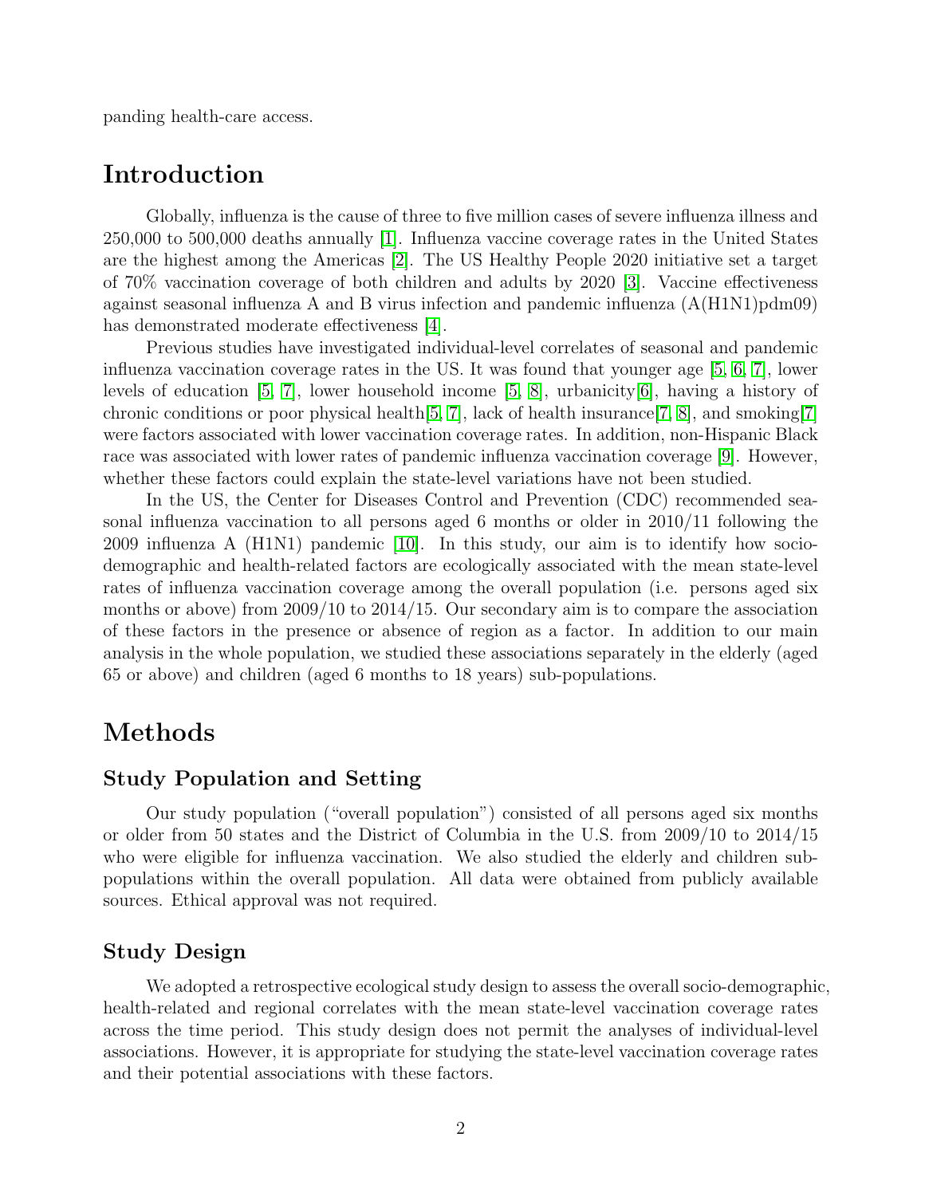panding health-care access.

# Introduction

Globally, influenza is the cause of three to five million cases of severe influenza illness and 250,000 to 500,000 deaths annually [1]. Influenza vaccine coverage rates in the United States are the highest among the Americas [2]. The US Healthy People 2020 initiative set a target of 70% vaccination coverage of both children and adults by 2020 [3]. Vaccine effectiveness against seasonal influenza A and B virus infection and pandemic influenza (A(H1N1)pdm09) has demonstrated moderate effectiveness [4].

Previous studies have investigated individual-level correlates of seasonal and pandemic influenza vaccination coverage rates in the US. It was found that younger age [5, 6, 7], lower levels of education [5, 7], lower household income [5, 8], urbanicity[6], having a history of chronic conditions or poor physical health[5, 7], lack of health insurance[7, 8], and smoking[7] were factors associated with lower vaccination coverage rates. In addition, non-Hispanic Black race was associated with lower rates of pandemic influenza vaccination coverage [9]. However, whether these factors could explain the state-level variations have not been studied.

In the US, the Center for Diseases Control and Prevention (CDC) recommended seasonal influenza vaccination to all persons aged 6 months or older in 2010/11 following the 2009 influenza A (H1N1) pandemic [10]. In this study, our aim is to identify how socio-demographic and health-related factors are ecologically associated with the mean state-level rates of influenza vaccination coverage among the overall population (i.e. persons aged six months or above) from 2009/10 to 2014/15. Our secondary aim is to compare the association of these factors in the presence or absence of region as a factor. In addition to our main analysis in the whole population, we studied these associations separately in the elderly (aged 65 or above) and children (aged 6 months to 18 years) sub-populations.

# Methods

## Study Population and Setting

Our study population ("overall population") consisted of all persons aged six months or older from 50 states and the District of Columbia in the U.S. from 2009/10 to 2014/15 who were eligible for influenza vaccination. We also studied the elderly and children sub-populations within the overall population. All data were obtained from publicly available sources. Ethical approval was not required.

## Study Design

We adopted a retrospective ecological study design to assess the overall socio-demographic, health-related and regional correlates with the mean state-level vaccination coverage rates across the time period. This study design does not permit the analyses of individual-level associations. However, it is appropriate for studying the state-level vaccination coverage rates and their potential associations with these factors.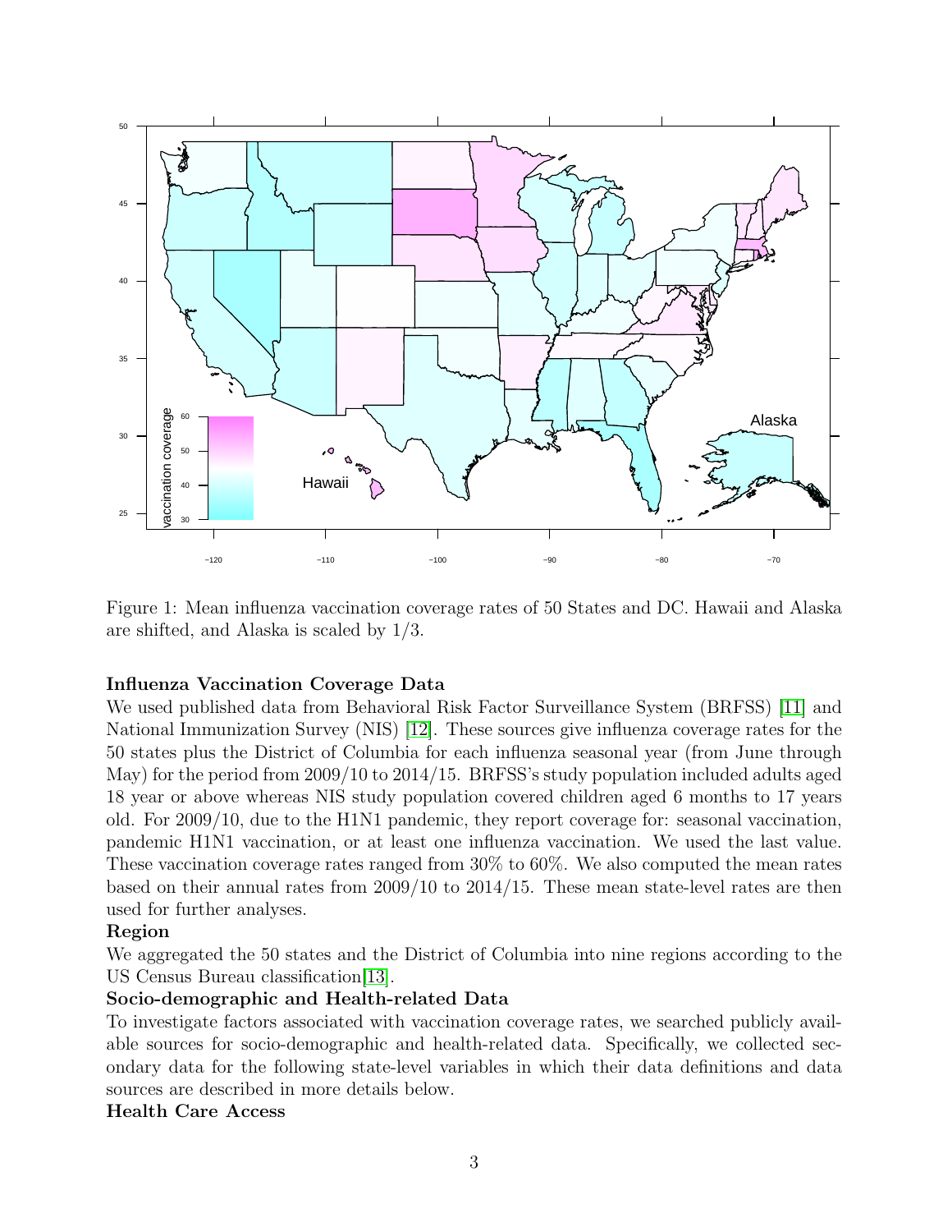Figure 1: Mean influenza vaccination coverage rates of 50 States and DC. Hawaii and Alaska are shifted, and Alaska is scaled by 1/3.

**Influenza Vaccination Coverage Data**

We used published data from Behavioral Risk Factor Surveillance System (BRFSS) [11] and National Immunization Survey (NIS) [12]. These sources give influenza coverage rates for the 50 states plus the District of Columbia for each influenza seasonal year (from June through May) for the period from 2009/10 to 2014/15. BRFSS's study population included adults aged 18 year or above whereas NIS study population covered children aged 6 months to 17 years old. For 2009/10, due to the H1N1 pandemic, they report coverage for: seasonal vaccination, pandemic H1N1 vaccination, or at least one influenza vaccination. We used the last value. These vaccination coverage rates ranged from 30% to 60%. We also computed the mean rates based on their annual rates from 2009/10 to 2014/15. These mean state-level rates are then used for further analyses.

**Region**

We aggregated the 50 states and the District of Columbia into nine regions according to the US Census Bureau classification[13].

**Socio-demographic and Health-related Data**

To investigate factors associated with vaccination coverage rates, we searched publicly available sources for socio-demographic and health-related data. Specifically, we collected secondary data for the following state-level variables in which their data definitions and data sources are described in more details below.

**Health Care Access**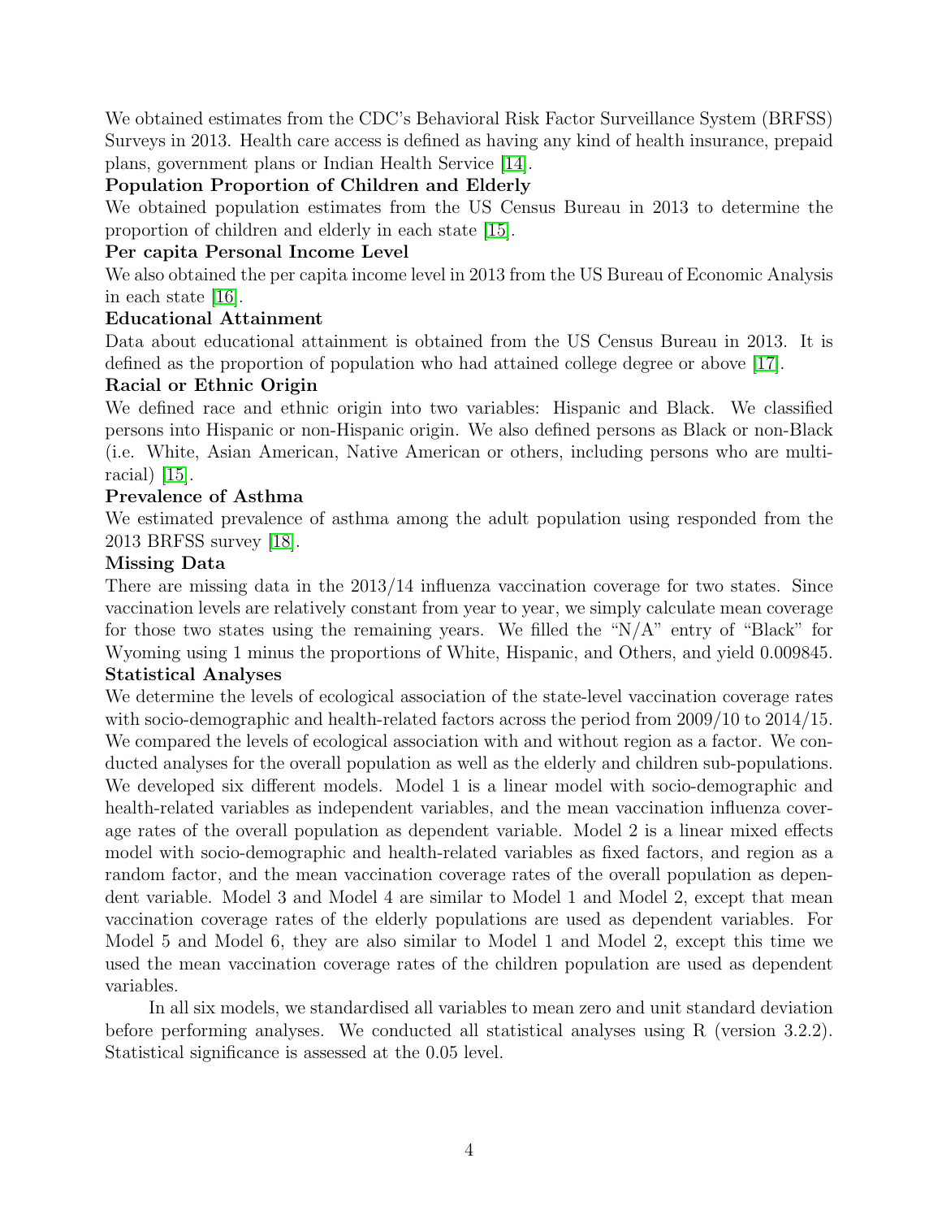We obtained estimates from the CDC's Behavioral Risk Factor Surveillance System (BRFSS) Surveys in 2013. Health care access is defined as having any kind of health insurance, prepaid plans, government plans or Indian Health Service [14].

**Population Proportion of Children and Elderly**

We obtained population estimates from the US Census Bureau in 2013 to determine the proportion of children and elderly in each state [15].

**Per capita Personal Income Level**

We also obtained the per capita income level in 2013 from the US Bureau of Economic Analysis in each state [16].

**Educational Attainment**

Data about educational attainment is obtained from the US Census Bureau in 2013. It is defined as the proportion of population who had attained college degree or above [17].

**Racial or Ethnic Origin**

We defined race and ethnic origin into two variables: Hispanic and Black. We classified persons into Hispanic or non-Hispanic origin. We also defined persons as Black or non-Black (i.e. White, Asian American, Native American or others, including persons who are multi-racial) [15].

**Prevalence of Asthma**

We estimated prevalence of asthma among the adult population using responded from the 2013 BRFSS survey [18].

**Missing Data**

There are missing data in the 2013/14 influenza vaccination coverage for two states. Since vaccination levels are relatively constant from year to year, we simply calculate mean coverage for those two states using the remaining years. We filled the "N/A" entry of "Black" for Wyoming using 1 minus the proportions of White, Hispanic, and Others, and yield 0.009845.

**Statistical Analyses**

We determine the levels of ecological association of the state-level vaccination coverage rates with socio-demographic and health-related factors across the period from 2009/10 to 2014/15. We compared the levels of ecological association with and without region as a factor. We conducted analyses for the overall population as well as the elderly and children sub-populations. We developed six different models. Model 1 is a linear model with socio-demographic and health-related variables as independent variables, and the mean vaccination influenza coverage rates of the overall population as dependent variable. Model 2 is a linear mixed effects model with socio-demographic and health-related variables as fixed factors, and region as a random factor, and the mean vaccination coverage rates of the overall population as dependent variable. Model 3 and Model 4 are similar to Model 1 and Model 2, except that mean vaccination coverage rates of the elderly populations are used as dependent variables. For Model 5 and Model 6, they are also similar to Model 1 and Model 2, except this time we used the mean vaccination coverage rates of the children population are used as dependent variables.

In all six models, we standardised all variables to mean zero and unit standard deviation before performing analyses. We conducted all statistical analyses using R (version 3.2.2). Statistical significance is assessed at the 0.05 level.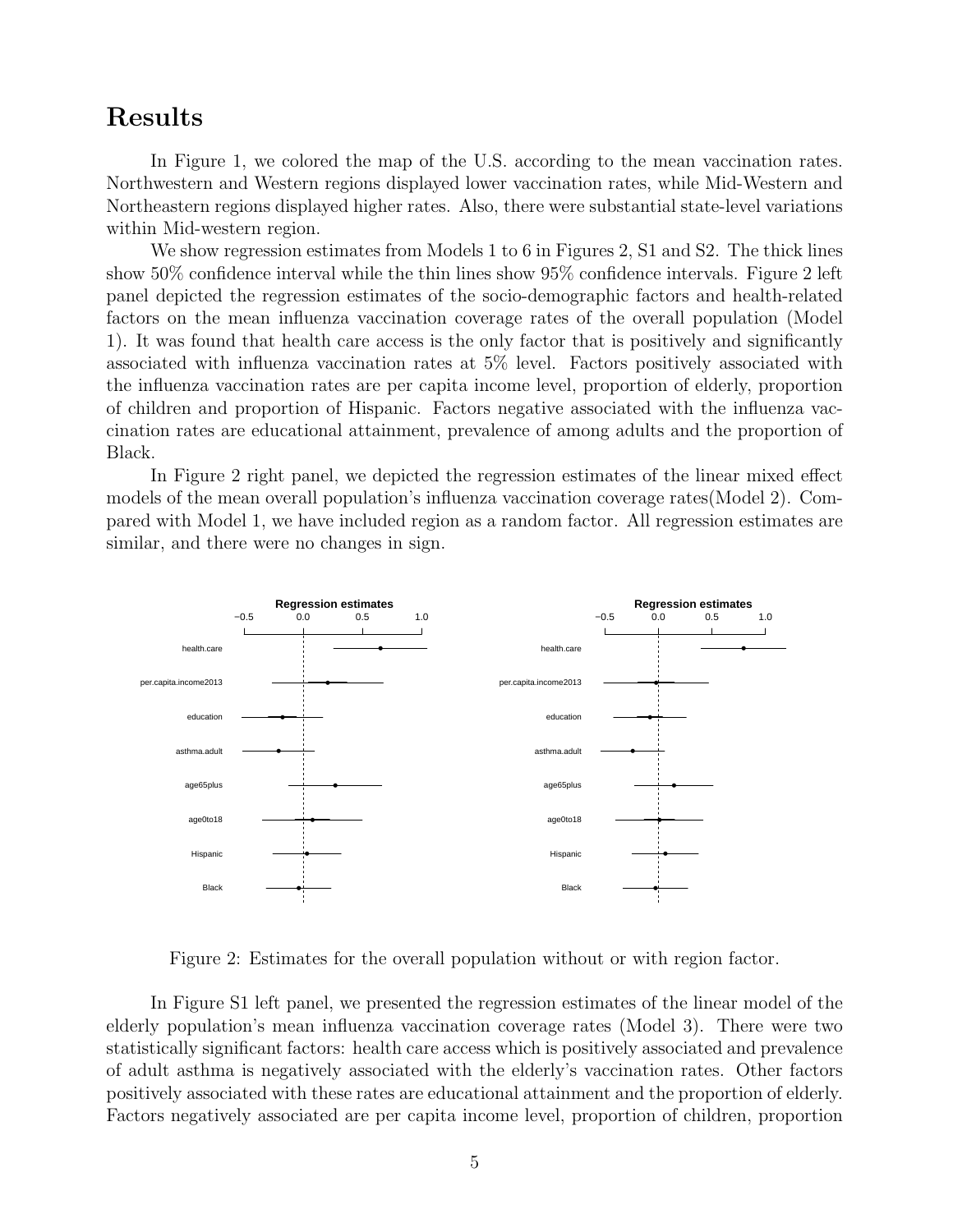# Results

In Figure 1, we colored the map of the U.S. according to the mean vaccination rates. Northwestern and Western regions displayed lower vaccination rates, while Mid-Western and Northeastern regions displayed higher rates. Also, there were substantial state-level variations within Mid-western region.

We show regression estimates from Models 1 to 6 in Figures 2, S1 and S2. The thick lines show 50% confidence interval while the thin lines show 95% confidence intervals. Figure 2 left panel depicted the regression estimates of the socio-demographic factors and health-related factors on the mean influenza vaccination coverage rates of the overall population (Model 1). It was found that health care access is the only factor that is positively and significantly associated with influenza vaccination rates at 5% level. Factors positively associated with the influenza vaccination rates are per capita income level, proportion of elderly, proportion of children and proportion of Hispanic. Factors negative associated with the influenza vaccination rates are educational attainment, prevalence of among adults and the proportion of Black.

In Figure 2 right panel, we depicted the regression estimates of the linear mixed effect models of the mean overall population's influenza vaccination coverage rates(Model 2). Compared with Model 1, we have included region as a random factor. All regression estimates are similar, and there were no changes in sign.

Figure 2: Estimates for the overall population without or with region factor.

In Figure S1 left panel, we presented the regression estimates of the linear model of the elderly population's mean influenza vaccination coverage rates (Model 3). There were two statistically significant factors: health care access which is positively associated and prevalence of adult asthma is negatively associated with the elderly's vaccination rates. Other factors positively associated with these rates are educational attainment and the proportion of elderly. Factors negatively associated are per capita income level, proportion of children, proportion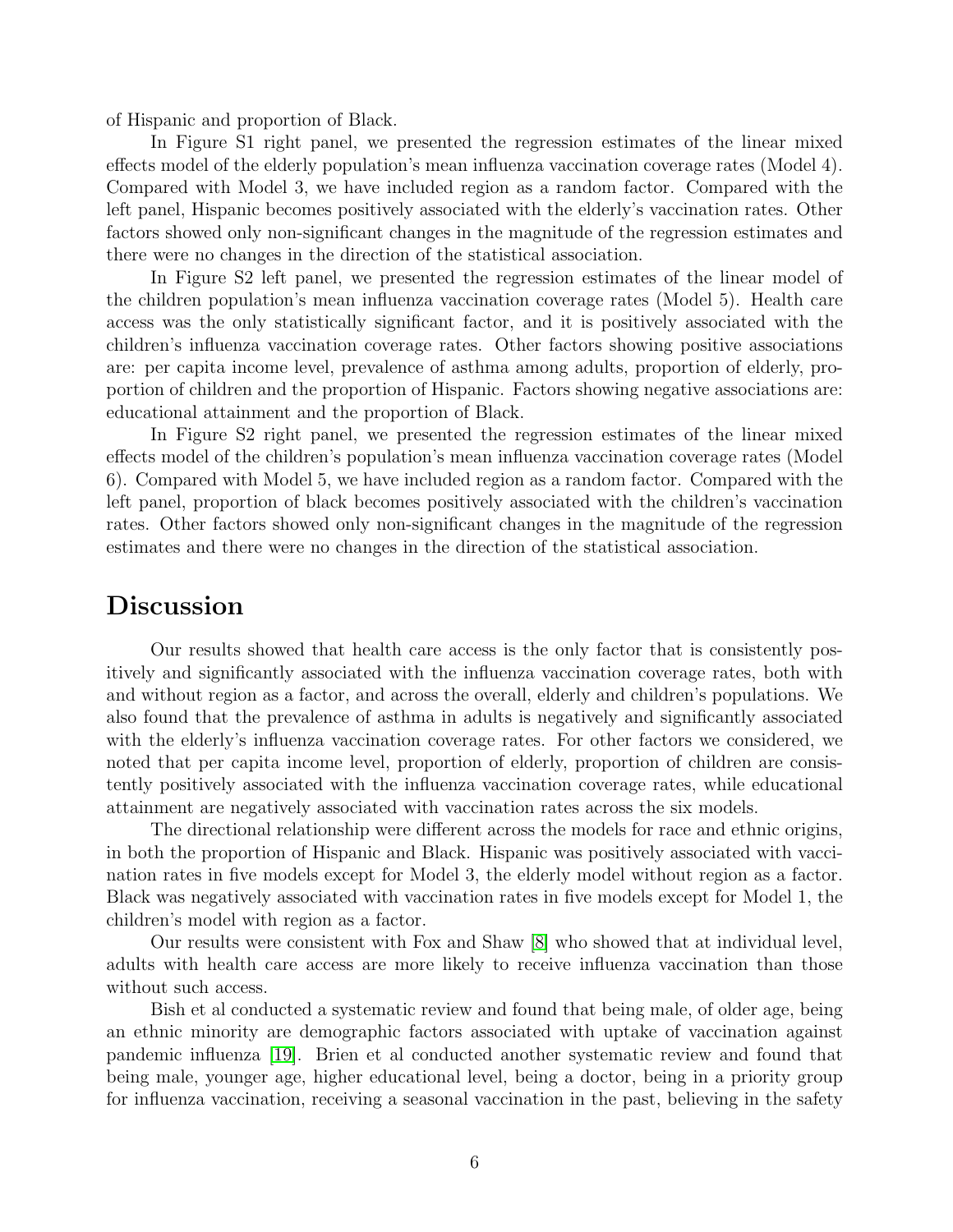of Hispanic and proportion of Black.

In Figure S1 right panel, we presented the regression estimates of the linear mixed effects model of the elderly population's mean influenza vaccination coverage rates (Model 4). Compared with Model 3, we have included region as a random factor. Compared with the left panel, Hispanic becomes positively associated with the elderly's vaccination rates. Other factors showed only non-significant changes in the magnitude of the regression estimates and there were no changes in the direction of the statistical association.

In Figure S2 left panel, we presented the regression estimates of the linear model of the children population's mean influenza vaccination coverage rates (Model 5). Health care access was the only statistically significant factor, and it is positively associated with the children's influenza vaccination coverage rates. Other factors showing positive associations are: per capita income level, prevalence of asthma among adults, proportion of elderly, proportion of children and the proportion of Hispanic. Factors showing negative associations are: educational attainment and the proportion of Black.

In Figure S2 right panel, we presented the regression estimates of the linear mixed effects model of the children's population's mean influenza vaccination coverage rates (Model 6). Compared with Model 5, we have included region as a random factor. Compared with the left panel, proportion of black becomes positively associated with the children's vaccination rates. Other factors showed only non-significant changes in the magnitude of the regression estimates and there were no changes in the direction of the statistical association.

# Discussion

Our results showed that health care access is the only factor that is consistently positively and significantly associated with the influenza vaccination coverage rates, both with and without region as a factor, and across the overall, elderly and children's populations. We also found that the prevalence of asthma in adults is negatively and significantly associated with the elderly's influenza vaccination coverage rates. For other factors we considered, we noted that per capita income level, proportion of elderly, proportion of children are consistently positively associated with the influenza vaccination coverage rates, while educational attainment are negatively associated with vaccination rates across the six models.

The directional relationship were different across the models for race and ethnic origins, in both the proportion of Hispanic and Black. Hispanic was positively associated with vaccination rates in five models except for Model 3, the elderly model without region as a factor. Black was negatively associated with vaccination rates in five models except for Model 1, the children's model with region as a factor.

Our results were consistent with Fox and Shaw [8] who showed that at individual level, adults with health care access are more likely to receive influenza vaccination than those without such access.

Bish et al conducted a systematic review and found that being male, of older age, being an ethnic minority are demographic factors associated with uptake of vaccination against pandemic influenza [19]. Brien et al conducted another systematic review and found that being male, younger age, higher educational level, being a doctor, being in a priority group for influenza vaccination, receiving a seasonal vaccination in the past, believing in the safety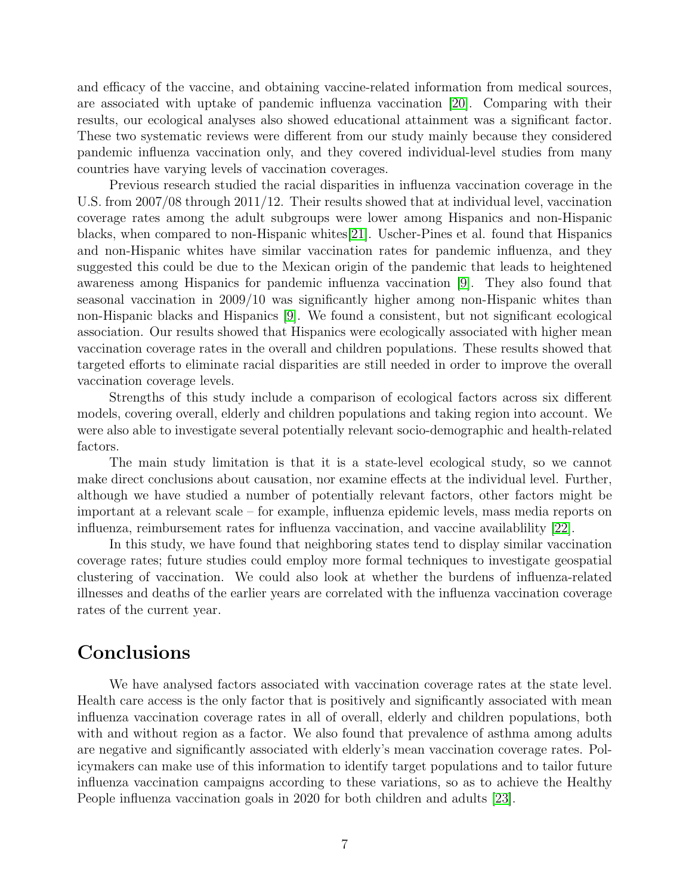and efficacy of the vaccine, and obtaining vaccine-related information from medical sources, are associated with uptake of pandemic influenza vaccination [20]. Comparing with their results, our ecological analyses also showed educational attainment was a significant factor. These two systematic reviews were different from our study mainly because they considered pandemic influenza vaccination only, and they covered individual-level studies from many countries have varying levels of vaccination coverages.

Previous research studied the racial disparities in influenza vaccination coverage in the U.S. from 2007/08 through 2011/12. Their results showed that at individual level, vaccination coverage rates among the adult subgroups were lower among Hispanics and non-Hispanic blacks, when compared to non-Hispanic whites[21]. Uscher-Pines et al. found that Hispanics and non-Hispanic whites have similar vaccination rates for pandemic influenza, and they suggested this could be due to the Mexican origin of the pandemic that leads to heightened awareness among Hispanics for pandemic influenza vaccination [9]. They also found that seasonal vaccination in 2009/10 was significantly higher among non-Hispanic whites than non-Hispanic blacks and Hispanics [9]. We found a consistent, but not significant ecological association. Our results showed that Hispanics were ecologically associated with higher mean vaccination coverage rates in the overall and children populations. These results showed that targeted efforts to eliminate racial disparities are still needed in order to improve the overall vaccination coverage levels.

Strengths of this study include a comparison of ecological factors across six different models, covering overall, elderly and children populations and taking region into account. We were also able to investigate several potentially relevant socio-demographic and health-related factors.

The main study limitation is that it is a state-level ecological study, so we cannot make direct conclusions about causation, nor examine effects at the individual level. Further, although we have studied a number of potentially relevant factors, other factors might be important at a relevant scale – for example, influenza epidemic levels, mass media reports on influenza, reimbursement rates for influenza vaccination, and vaccine availablility [22].

In this study, we have found that neighboring states tend to display similar vaccination coverage rates; future studies could employ more formal techniques to investigate geospatial clustering of vaccination. We could also look at whether the burdens of influenza-related illnesses and deaths of the earlier years are correlated with the influenza vaccination coverage rates of the current year.

# Conclusions

We have analysed factors associated with vaccination coverage rates at the state level. Health care access is the only factor that is positively and significantly associated with mean influenza vaccination coverage rates in all of overall, elderly and children populations, both with and without region as a factor. We also found that prevalence of asthma among adults are negative and significantly associated with elderly's mean vaccination coverage rates. Policymakers can make use of this information to identify target populations and to tailor future influenza vaccination campaigns according to these variations, so as to achieve the Healthy People influenza vaccination goals in 2020 for both children and adults [23].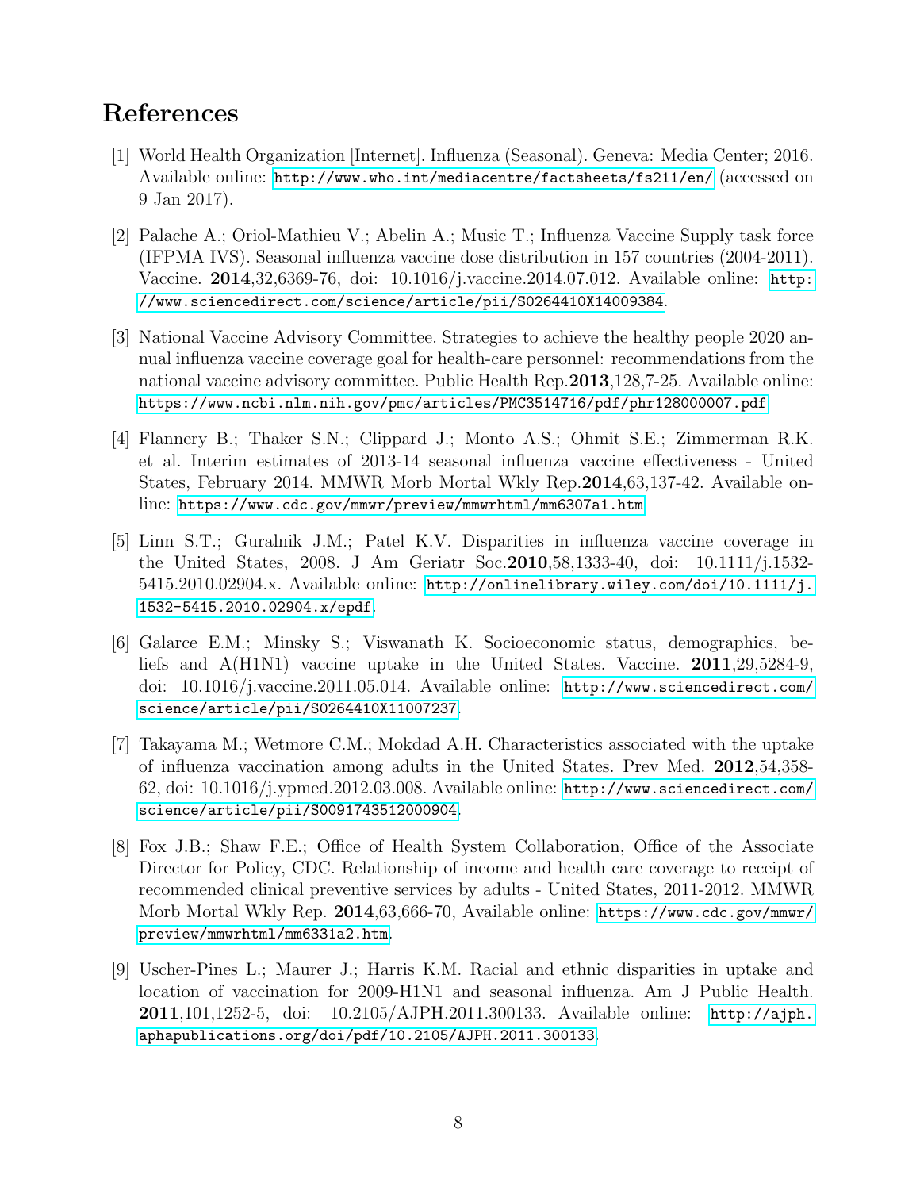# References

[1] World Health Organization [Internet]. Influenza (Seasonal). Geneva: Media Center; 2016. Available online: http://www.who.int/mediacentre/factsheets/fs211/en/ (accessed on 9 Jan 2017).

[2] Palache A.; Oriol-Mathieu V.; Abelin A.; Music T.; Influenza Vaccine Supply task force (IFPMA IVS). Seasonal influenza vaccine dose distribution in 157 countries (2004-2011). Vaccine. **2014**,32,6369-76, doi: 10.1016/j.vaccine.2014.07.012. Available online: http://www.sciencedirect.com/science/article/pii/S0264410X14009384.

[3] National Vaccine Advisory Committee. Strategies to achieve the healthy people 2020 annual influenza vaccine coverage goal for health-care personnel: recommendations from the national vaccine advisory committee. Public Health Rep.**2013**,128,7-25. Available online: https://www.ncbi.nlm.nih.gov/pmc/articles/PMC3514716/pdf/phr128000007.pdf

[4] Flannery B.; Thaker S.N.; Clippard J.; Monto A.S.; Ohmit S.E.; Zimmerman R.K. et al. Interim estimates of 2013-14 seasonal influenza vaccine effectiveness - United States, February 2014. MMWR Morb Mortal Wkly Rep.**2014**,63,137-42. Available online: https://www.cdc.gov/mmwr/preview/mmwrhtml/mm6307a1.htm

[5] Linn S.T.; Guralnik J.M.; Patel K.V. Disparities in influenza vaccine coverage in the United States, 2008. J Am Geriatr Soc.**2010**,58,1333-40, doi: 10.1111/j.1532-5415.2010.02904.x. Available online: http://onlinelibrary.wiley.com/doi/10.1111/j.1532-5415.2010.02904.x/epdf.

[6] Galarce E.M.; Minsky S.; Viswanath K. Socioeconomic status, demographics, beliefs and A(H1N1) vaccine uptake in the United States. Vaccine. **2011**,29,5284-9, doi: 10.1016/j.vaccine.2011.05.014. Available online: http://www.sciencedirect.com/science/article/pii/S0264410X11007237.

[7] Takayama M.; Wetmore C.M.; Mokdad A.H. Characteristics associated with the uptake of influenza vaccination among adults in the United States. Prev Med. **2012**,54,358-62, doi: 10.1016/j.ypmed.2012.03.008. Available online: http://www.sciencedirect.com/science/article/pii/S0091743512000904.

[8] Fox J.B.; Shaw F.E.; Office of Health System Collaboration, Office of the Associate Director for Policy, CDC. Relationship of income and health care coverage to receipt of recommended clinical preventive services by adults - United States, 2011-2012. MMWR Morb Mortal Wkly Rep. **2014**,63,666-70, Available online: https://www.cdc.gov/mmwr/preview/mmwrhtml/mm6331a2.htm.

[9] Uscher-Pines L.; Maurer J.; Harris K.M. Racial and ethnic disparities in uptake and location of vaccination for 2009-H1N1 and seasonal influenza. Am J Public Health. **2011**,101,1252-5, doi: 10.2105/AJPH.2011.300133. Available online: http://ajph.aphapublications.org/doi/pdf/10.2105/AJPH.2011.300133.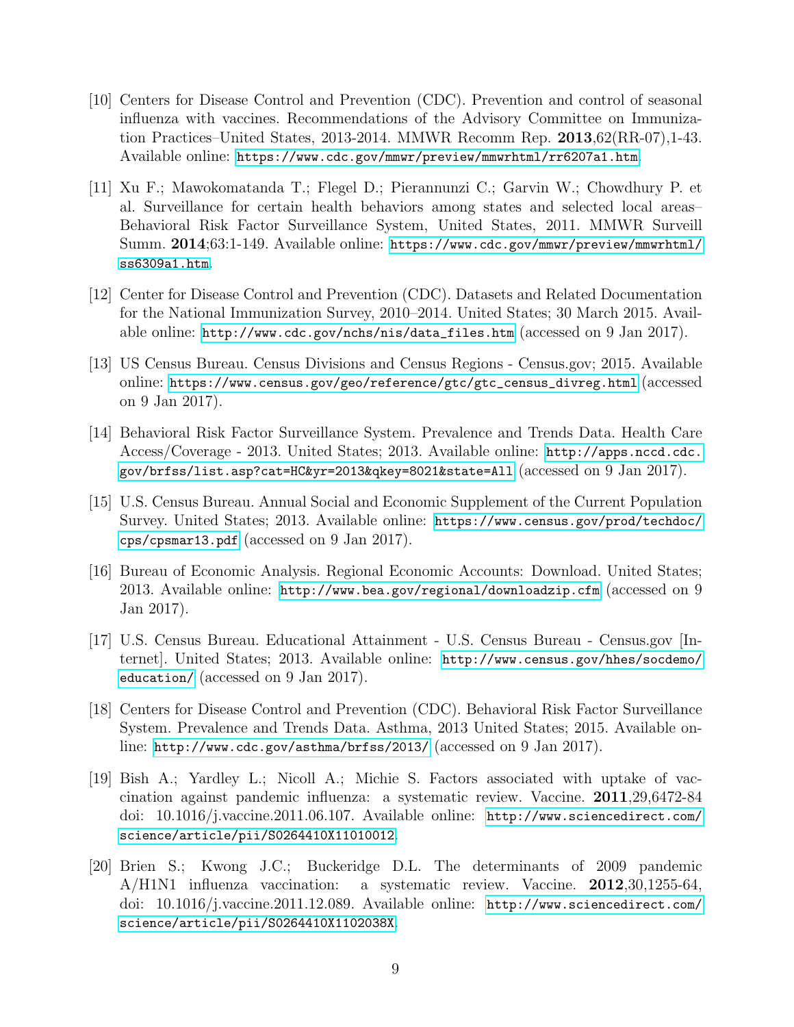[10] Centers for Disease Control and Prevention (CDC). Prevention and control of seasonal influenza with vaccines. Recommendations of the Advisory Committee on Immunization Practices–United States, 2013-2014. MMWR Recomm Rep. **2013**,62(RR-07),1-43. Available online: https://www.cdc.gov/mmwr/preview/mmwrhtml/rr6207a1.htm.

[11] Xu F.; Mawokomatanda T.; Flegel D.; Pierannunzi C.; Garvin W.; Chowdhury P. et al. Surveillance for certain health behaviors among states and selected local areas–Behavioral Risk Factor Surveillance System, United States, 2011. MMWR Surveill Summ. **2014**;63:1-149. Available online: https://www.cdc.gov/mmwr/preview/mmwrhtml/ss6309a1.htm.

[12] Center for Disease Control and Prevention (CDC). Datasets and Related Documentation for the National Immunization Survey, 2010–2014. United States; 30 March 2015. Available online: http://www.cdc.gov/nchs/nis/data_files.htm (accessed on 9 Jan 2017).

[13] US Census Bureau. Census Divisions and Census Regions - Census.gov; 2015. Available online: https://www.census.gov/geo/reference/gtc/gtc_census_divreg.html (accessed on 9 Jan 2017).

[14] Behavioral Risk Factor Surveillance System. Prevalence and Trends Data. Health Care Access/Coverage - 2013. United States; 2013. Available online: http://apps.nccd.cdc.gov/brfss/list.asp?cat=HC&yr=2013&qkey=8021&state=All (accessed on 9 Jan 2017).

[15] U.S. Census Bureau. Annual Social and Economic Supplement of the Current Population Survey. United States; 2013. Available online: https://www.census.gov/prod/techdoc/cps/cpsmar13.pdf (accessed on 9 Jan 2017).

[16] Bureau of Economic Analysis. Regional Economic Accounts: Download. United States; 2013. Available online: http://www.bea.gov/regional/downloadzip.cfm (accessed on 9 Jan 2017).

[17] U.S. Census Bureau. Educational Attainment - U.S. Census Bureau - Census.gov [Internet]. United States; 2013. Available online: http://www.census.gov/hhes/socdemo/education/ (accessed on 9 Jan 2017).

[18] Centers for Disease Control and Prevention (CDC). Behavioral Risk Factor Surveillance System. Prevalence and Trends Data. Asthma, 2013 United States; 2015. Available online: http://www.cdc.gov/asthma/brfss/2013/ (accessed on 9 Jan 2017).

[19] Bish A.; Yardley L.; Nicoll A.; Michie S. Factors associated with uptake of vaccination against pandemic influenza: a systematic review. Vaccine. **2011**,29,6472-84 doi: 10.1016/j.vaccine.2011.06.107. Available online: http://www.sciencedirect.com/science/article/pii/S0264410X11010012.

[20] Brien S.; Kwong J.C.; Buckeridge D.L. The determinants of 2009 pandemic A/H1N1 influenza vaccination: a systematic review. Vaccine. **2012**,30,1255-64, doi: 10.1016/j.vaccine.2011.12.089. Available online: http://www.sciencedirect.com/science/article/pii/S0264410X1102038X.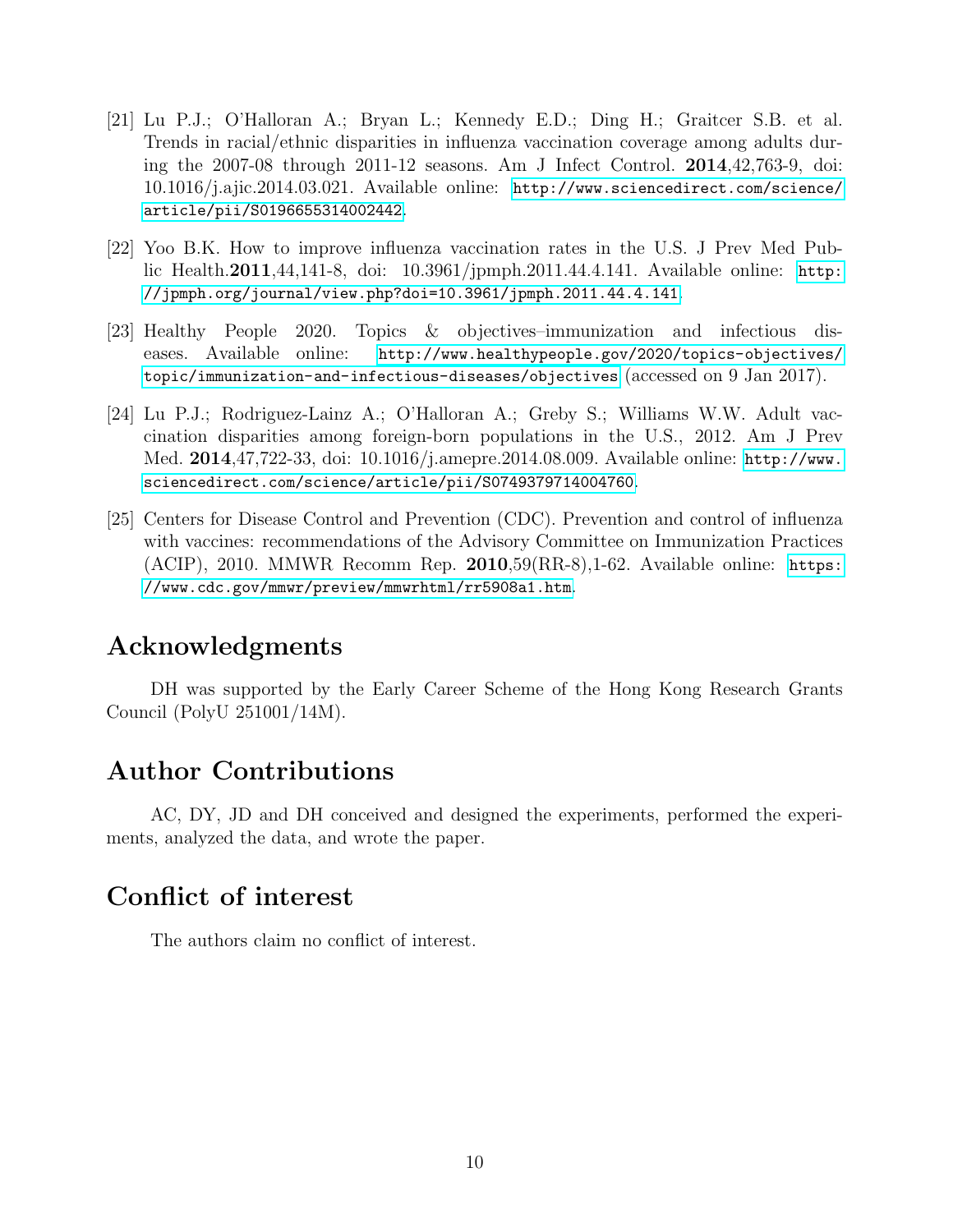[21] Lu P.J.; O'Halloran A.; Bryan L.; Kennedy E.D.; Ding H.; Graitcer S.B. et al. Trends in racial/ethnic disparities in influenza vaccination coverage among adults during the 2007-08 through 2011-12 seasons. Am J Infect Control. **2014**,42,763-9, doi: 10.1016/j.ajic.2014.03.021. Available online: http://www.sciencedirect.com/science/article/pii/S0196655314002442.

[22] Yoo B.K. How to improve influenza vaccination rates in the U.S. J Prev Med Public Health.**2011**,44,141-8, doi: 10.3961/jpmph.2011.44.4.141. Available online: http://jpmph.org/journal/view.php?doi=10.3961/jpmph.2011.44.4.141.

[23] Healthy People 2020. Topics & objectives–immunization and infectious diseases. Available online: http://www.healthypeople.gov/2020/topics-objectives/topic/immunization-and-infectious-diseases/objectives (accessed on 9 Jan 2017).

[24] Lu P.J.; Rodriguez-Lainz A.; O'Halloran A.; Greby S.; Williams W.W. Adult vaccination disparities among foreign-born populations in the U.S., 2012. Am J Prev Med. **2014**,47,722-33, doi: 10.1016/j.amepre.2014.08.009. Available online: http://www.sciencedirect.com/science/article/pii/S0749379714004760.

[25] Centers for Disease Control and Prevention (CDC). Prevention and control of influenza with vaccines: recommendations of the Advisory Committee on Immunization Practices (ACIP), 2010. MMWR Recomm Rep. **2010**,59(RR-8),1-62. Available online: https://www.cdc.gov/mmwr/preview/mmwrhtml/rr5908a1.htm.

# Acknowledgments

DH was supported by the Early Career Scheme of the Hong Kong Research Grants Council (PolyU 251001/14M).

# Author Contributions

AC, DY, JD and DH conceived and designed the experiments, performed the experiments, analyzed the data, and wrote the paper.

# Conflict of interest

The authors claim no conflict of interest.